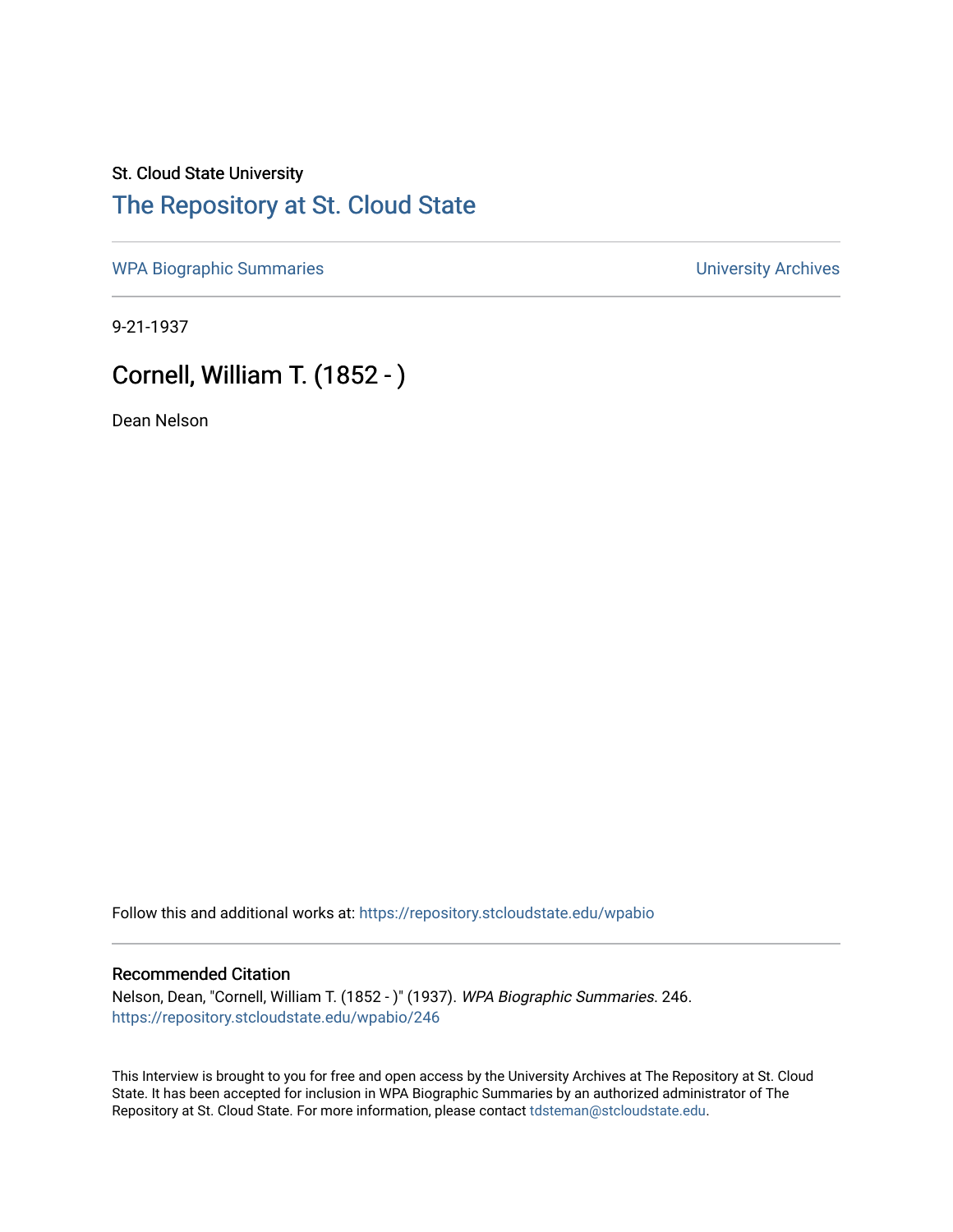St. Cloud State University

# The Repository at St. Cloud State

WPA Biographic Summaries

University Archives

9-21-1937

## Cornell, William T. (1852 - )

Dean Nelson

Follow this and additional works at: https://repository.stcloudstate.edu/wpabio

### Recommended Citation

Nelson, Dean, "Cornell, William T. (1852 - )" (1937). *WPA Biographic Summaries*. 246.
https://repository.stcloudstate.edu/wpabio/246

This Interview is brought to you for free and open access by the University Archives at The Repository at St. Cloud State. It has been accepted for inclusion in WPA Biographic Summaries by an authorized administrator of The Repository at St. Cloud State. For more information, please contact tdsteman@stcloudstate.edu.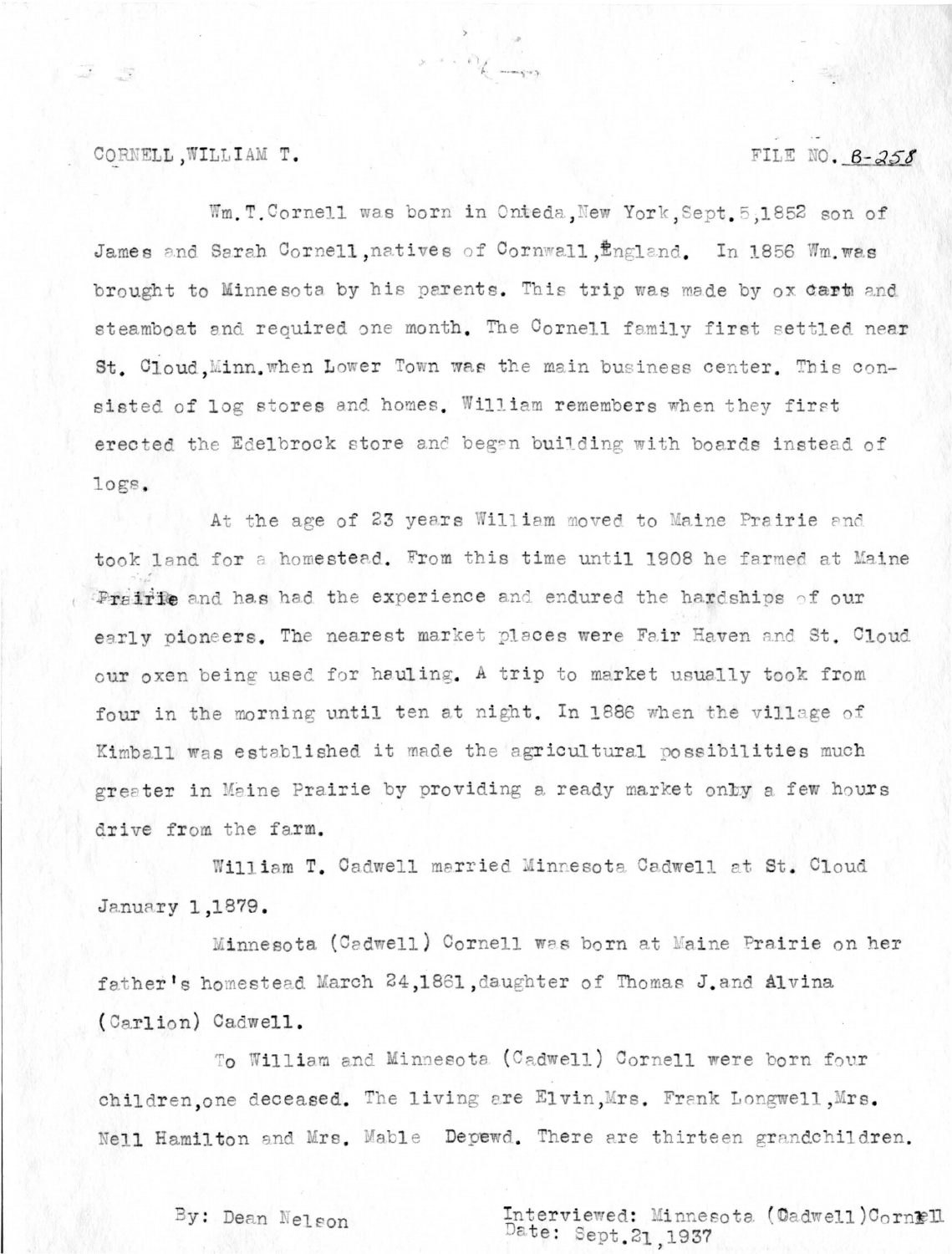CORNELL, WILLIAM T. FILE NO. B-258

Wm. T. Cornell was born in Onteda, New York, Sept. 5, 1852 son of James and Sarah Cornell, natives of Cornwall, England. In 1856 Wm. was brought to Minnesota by his parents. This trip was made by ox cart and steamboat and required one month. The Cornell family first settled near St. Cloud, Minn. when Lower Town was the main business center. This consisted of log stores and homes. William remembers when they first erected the Edelbrock store and began building with boards instead of logs.

At the age of 23 years William moved to Maine Prairie and took land for a homestead. From this time until 1908 he farmed at Maine Prairie and has had the experience and endured the hardships of our early pioneers. The nearest market places were Fair Haven and St. Cloud our oxen being used for hauling. A trip to market usually took from four in the morning until ten at night. In 1886 when the village of Kimball was established it made the agricultural possibilities much greater in Maine Prairie by providing a ready market onby a few hours drive from the farm.

William T. Cadwell married Minnesota Cadwell at St. Cloud January 1, 1879.

Minnesota (Cadwell) Cornell was born at Maine Prairie on her father's homestead March 24, 1861, daughter of Thomas J. and Alvina (Carlion) Cadwell.

To William and Minnesota (Cadwell) Cornell were born four children, one deceased. The living are Elvin, Mrs. Frank Longwell, Mrs. Nell Hamilton and Mrs. Mable Depewd. There are thirteen grandchildren.

By: Dean Nelson

Interviewed: Minnesota (Cadwell) Cornell
Date: Sept. 21, 1937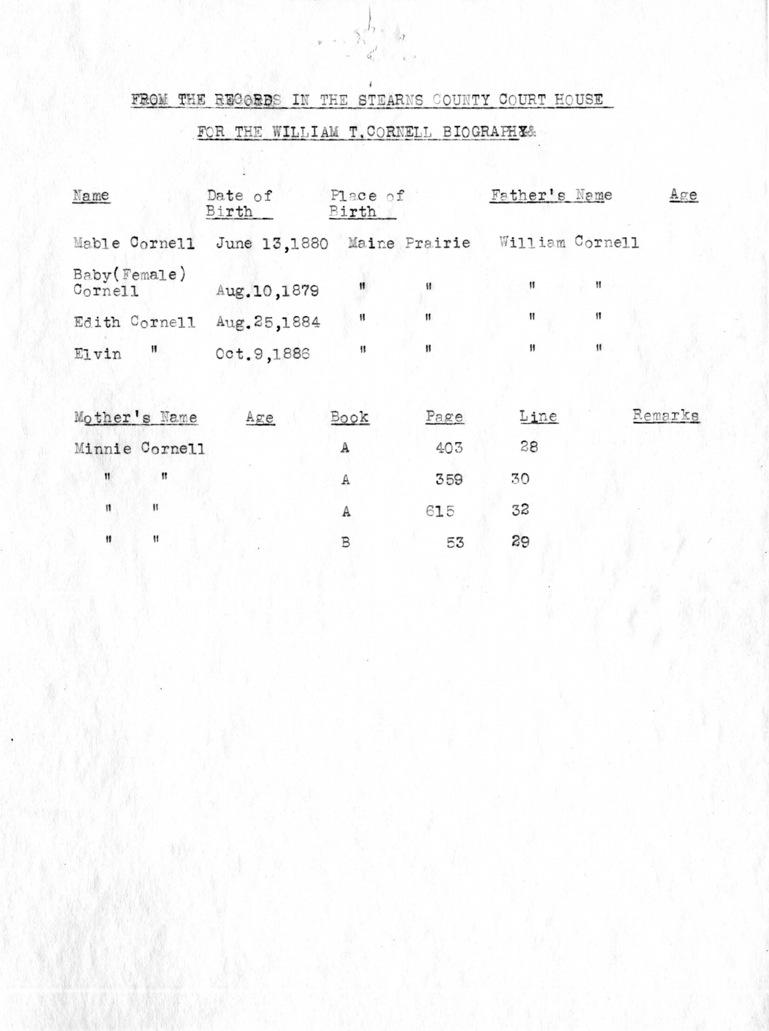FROM THE RECORDS IN THE STEARNS COUNTY COURT HOUSE

FOR THE WILLIAM T. CORNELL BIOGRAPHY

| Name | Date of Birth | Place of Birth | Father's Name | Age |
|---|---|---|---|---|
| Mable Cornell | June 13,1880 | Maine Prairie | William Cornell | |
| Baby(Female) Cornell | Aug.10,1879 | " " | " " | |
| Edith Cornell | Aug.25,1884 | " " | " " | |
| Elvin " | Oct.9,1886 | " " | " " | |

| Mother's Name | Age | Book | Page | Line | Remarks |
|---|---|---|---|---|---|
| Minnie Cornell | | A | 403 | 28 | |
| " " | | A | 359 | 30 | |
| " " | | A | 615 | 32 | |
| " " | | B | 53 | 29 | |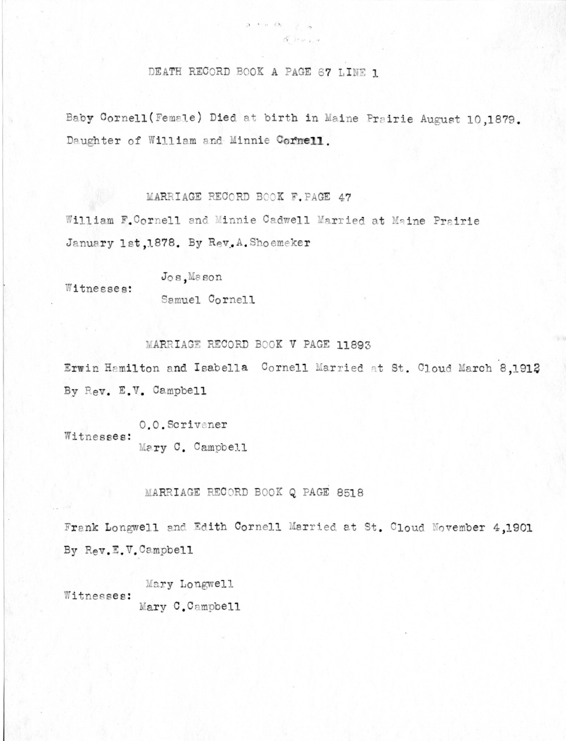DEATH RECORD BOOK A PAGE 67 LINE 1

Baby Cornell(Female) Died at birth in Maine Prairie August 10,1879. Daughter of William and Minnie Cornell.

MARRIAGE RECORD BOOK F.PAGE 47

William F.Cornell and Minnie Cadwell Married at Maine Prairie January 1st,1878. By Rev.A.Shoemeker

Witnesses: Jos,Mason
Samuel Cornell

MARRIAGE RECORD BOOK V PAGE 11893

Erwin Hamilton and Isabella Cornell Married at St. Cloud March 8,1912 By Rev. E.V. Campbell

Witnesses: O.O.Scrivener
Mary C. Campbell

MARRIAGE RECORD BOOK Q PAGE 8518

Frank Longwell and Edith Cornell Married at St. Cloud November 4,1901 By Rev.E.V.Campbell

Witnesses: Mary Longwell
Mary C.Campbell